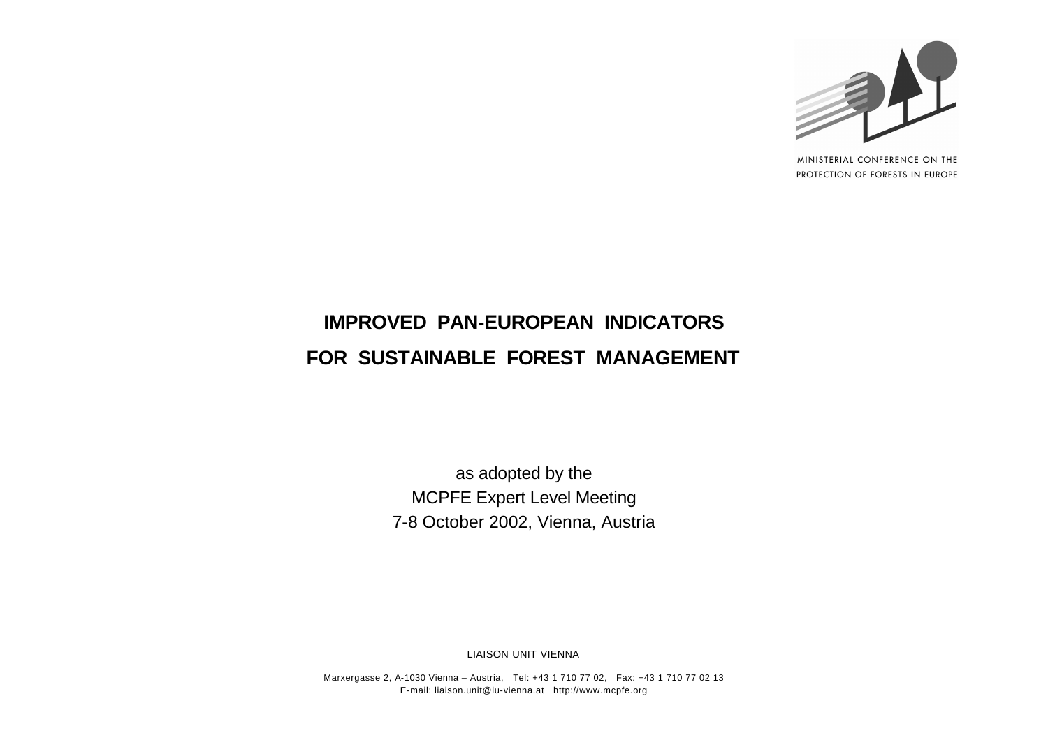MINISTERIAL CONFERENCE ON THE
PROTECTION OF FORESTS IN EUROPE

# IMPROVED PAN-EUROPEAN INDICATORS FOR SUSTAINABLE FOREST MANAGEMENT

as adopted by the
MCPFE Expert Level Meeting
7-8 October 2002, Vienna, Austria

LIAISON UNIT VIENNA

Marxergasse 2, A-1030 Vienna – Austria, Tel: +43 1 710 77 02, Fax: +43 1 710 77 02 13
E-mail: liaison.unit@lu-vienna.at http://www.mcpfe.org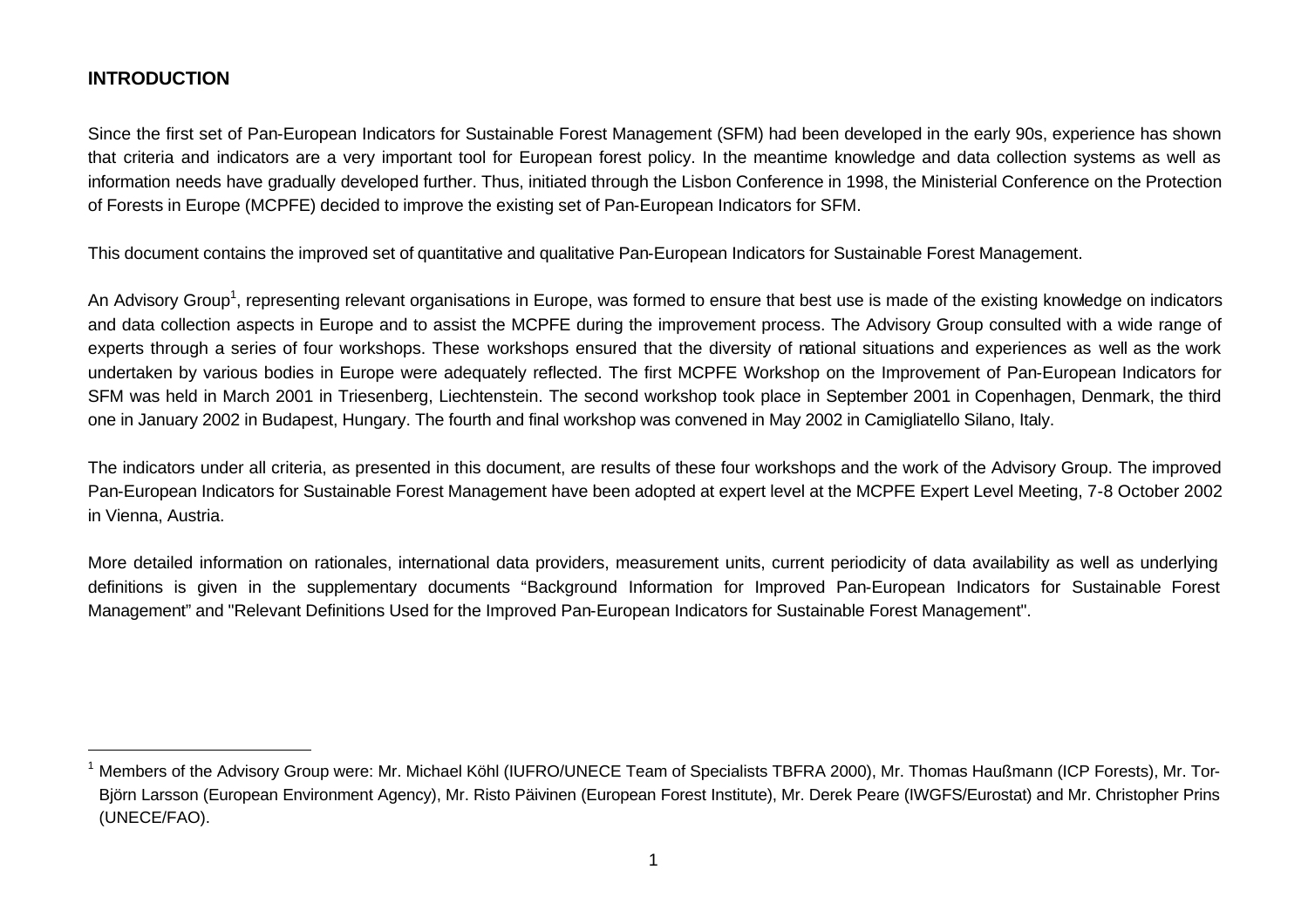## INTRODUCTION

Since the first set of Pan-European Indicators for Sustainable Forest Management (SFM) had been developed in the early 90s, experience has shown that criteria and indicators are a very important tool for European forest policy. In the meantime knowledge and data collection systems as well as information needs have gradually developed further. Thus, initiated through the Lisbon Conference in 1998, the Ministerial Conference on the Protection of Forests in Europe (MCPFE) decided to improve the existing set of Pan-European Indicators for SFM.

This document contains the improved set of quantitative and qualitative Pan-European Indicators for Sustainable Forest Management.

An Advisory Group[1], representing relevant organisations in Europe, was formed to ensure that best use is made of the existing knowledge on indicators and data collection aspects in Europe and to assist the MCPFE during the improvement process. The Advisory Group consulted with a wide range of experts through a series of four workshops. These workshops ensured that the diversity of national situations and experiences as well as the work undertaken by various bodies in Europe were adequately reflected. The first MCPFE Workshop on the Improvement of Pan-European Indicators for SFM was held in March 2001 in Triesenberg, Liechtenstein. The second workshop took place in September 2001 in Copenhagen, Denmark, the third one in January 2002 in Budapest, Hungary. The fourth and final workshop was convened in May 2002 in Camigliatello Silano, Italy.

The indicators under all criteria, as presented in this document, are results of these four workshops and the work of the Advisory Group. The improved Pan-European Indicators for Sustainable Forest Management have been adopted at expert level at the MCPFE Expert Level Meeting, 7-8 October 2002 in Vienna, Austria.

More detailed information on rationales, international data providers, measurement units, current periodicity of data availability as well as underlying definitions is given in the supplementary documents "Background Information for Improved Pan-European Indicators for Sustainable Forest Management" and "Relevant Definitions Used for the Improved Pan-European Indicators for Sustainable Forest Management".

---

[1] Members of the Advisory Group were: Mr. Michael Köhl (IUFRO/UNECE Team of Specialists TBFRA 2000), Mr. Thomas Haußmann (ICP Forests), Mr. Tor-Björn Larsson (European Environment Agency), Mr. Risto Päivinen (European Forest Institute), Mr. Derek Peare (IWGFS/Eurostat) and Mr. Christopher Prins (UNECE/FAO).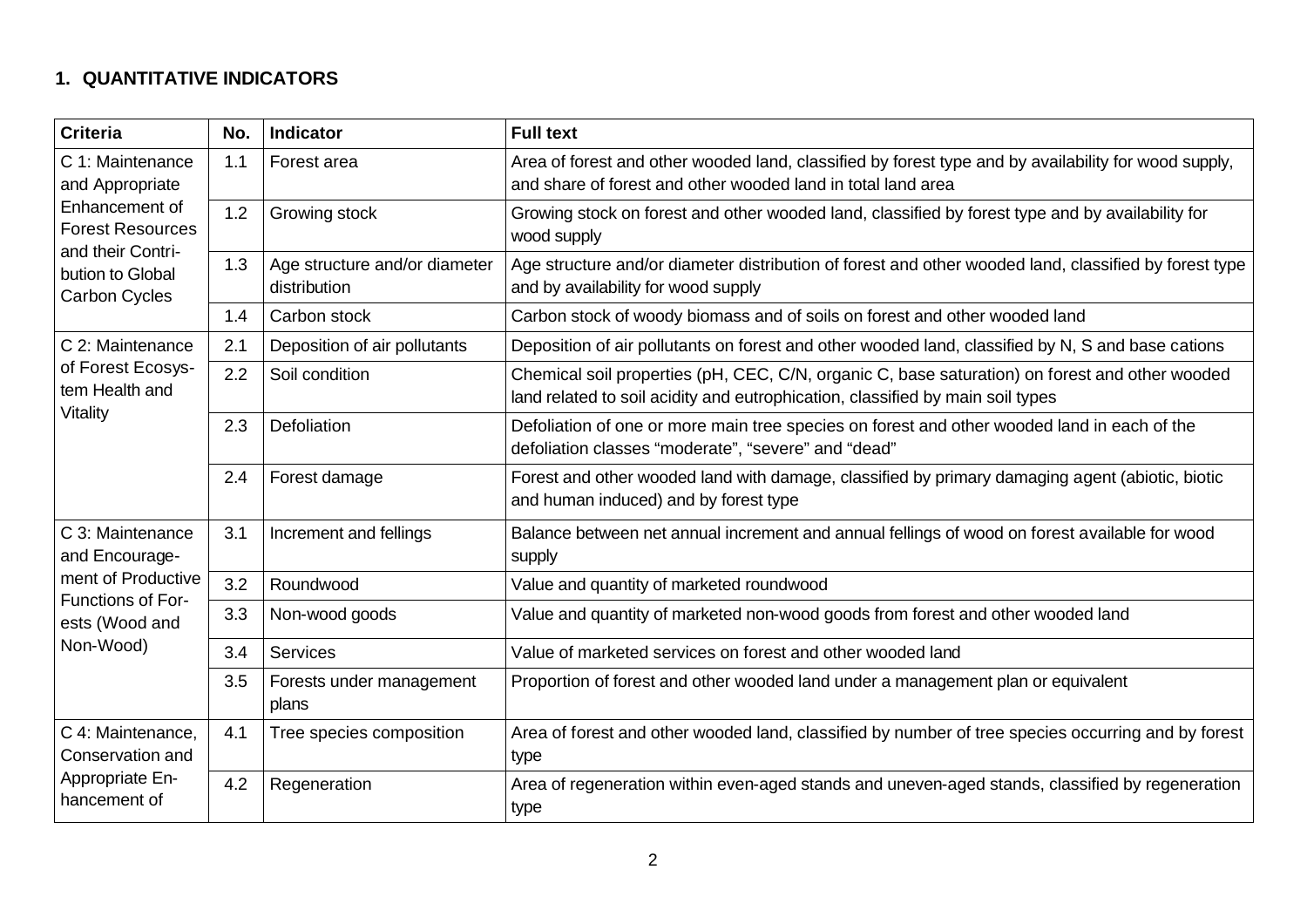## 1. QUANTITATIVE INDICATORS

| Criteria | No. | Indicator | Full text |
|---|---|---|---|
| C 1: Maintenance and Appropriate Enhancement of Forest Resources and their Contribution to Global Carbon Cycles | 1.1 | Forest area | Area of forest and other wooded land, classified by forest type and by availability for wood supply, and share of forest and other wooded land in total land area |
| | 1.2 | Growing stock | Growing stock on forest and other wooded land, classified by forest type and by availability for wood supply |
| | 1.3 | Age structure and/or diameter distribution | Age structure and/or diameter distribution of forest and other wooded land, classified by forest type and by availability for wood supply |
| | 1.4 | Carbon stock | Carbon stock of woody biomass and of soils on forest and other wooded land |
| C 2: Maintenance of Forest Ecosystem Health and Vitality | 2.1 | Deposition of air pollutants | Deposition of air pollutants on forest and other wooded land, classified by N, S and base cations |
| | 2.2 | Soil condition | Chemical soil properties (pH, CEC, C/N, organic C, base saturation) on forest and other wooded land related to soil acidity and eutrophication, classified by main soil types |
| | 2.3 | Defoliation | Defoliation of one or more main tree species on forest and other wooded land in each of the defoliation classes "moderate", "severe" and "dead" |
| | 2.4 | Forest damage | Forest and other wooded land with damage, classified by primary damaging agent (abiotic, biotic and human induced) and by forest type |
| C 3: Maintenance and Encouragement of Productive Functions of Forests (Wood and Non-Wood) | 3.1 | Increment and fellings | Balance between net annual increment and annual fellings of wood on forest available for wood supply |
| | 3.2 | Roundwood | Value and quantity of marketed roundwood |
| | 3.3 | Non-wood goods | Value and quantity of marketed non-wood goods from forest and other wooded land |
| | 3.4 | Services | Value of marketed services on forest and other wooded land |
| | 3.5 | Forests under management plans | Proportion of forest and other wooded land under a management plan or equivalent |
| C 4: Maintenance, Conservation and Appropriate Enhancement of | 4.1 | Tree species composition | Area of forest and other wooded land, classified by number of tree species occurring and by forest type |
| | 4.2 | Regeneration | Area of regeneration within even-aged stands and uneven-aged stands, classified by regeneration type |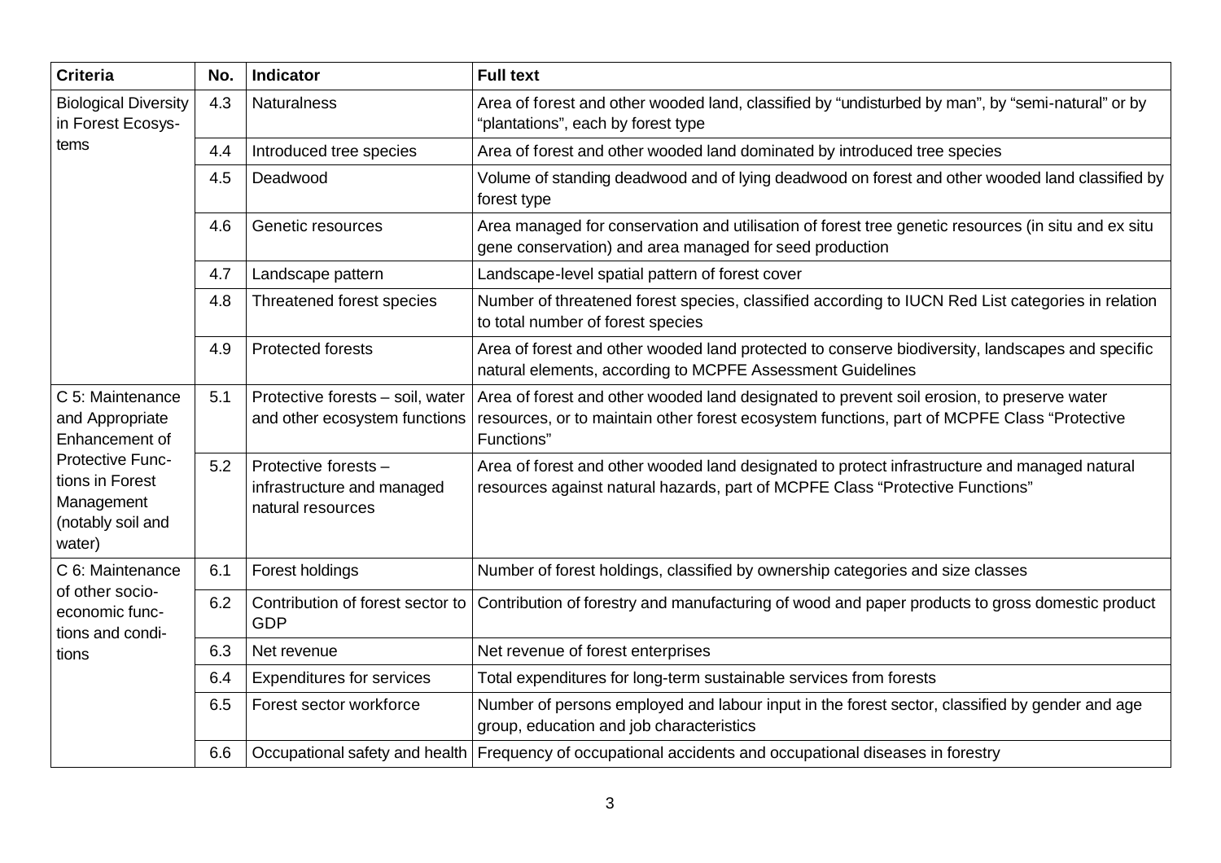| Criteria | No. | Indicator | Full text |
| --- | --- | --- | --- |
| Biological Diversity in Forest Ecosystems | 4.3 | Naturalness | Area of forest and other wooded land, classified by “undisturbed by man”, by “semi-natural” or by “plantations”, each by forest type |
| | 4.4 | Introduced tree species | Area of forest and other wooded land dominated by introduced tree species |
| | 4.5 | Deadwood | Volume of standing deadwood and of lying deadwood on forest and other wooded land classified by forest type |
| | 4.6 | Genetic resources | Area managed for conservation and utilisation of forest tree genetic resources (in situ and ex situ gene conservation) and area managed for seed production |
| | 4.7 | Landscape pattern | Landscape-level spatial pattern of forest cover |
| | 4.8 | Threatened forest species | Number of threatened forest species, classified according to IUCN Red List categories in relation to total number of forest species |
| | 4.9 | Protected forests | Area of forest and other wooded land protected to conserve biodiversity, landscapes and specific natural elements, according to MCPFE Assessment Guidelines |
| C 5: Maintenance and Appropriate Enhancement of Protective Functions in Forest Management (notably soil and water) | 5.1 | Protective forests – soil, water and other ecosystem functions | Area of forest and other wooded land designated to prevent soil erosion, to preserve water resources, or to maintain other forest ecosystem functions, part of MCPFE Class “Protective Functions” |
| | 5.2 | Protective forests – infrastructure and managed natural resources | Area of forest and other wooded land designated to protect infrastructure and managed natural resources against natural hazards, part of MCPFE Class “Protective Functions” |
| C 6: Maintenance of other socio-economic functions and conditions | 6.1 | Forest holdings | Number of forest holdings, classified by ownership categories and size classes |
| | 6.2 | Contribution of forest sector to GDP | Contribution of forestry and manufacturing of wood and paper products to gross domestic product |
| | 6.3 | Net revenue | Net revenue of forest enterprises |
| | 6.4 | Expenditures for services | Total expenditures for long-term sustainable services from forests |
| | 6.5 | Forest sector workforce | Number of persons employed and labour input in the forest sector, classified by gender and age group, education and job characteristics |
| | 6.6 | Occupational safety and health | Frequency of occupational accidents and occupational diseases in forestry |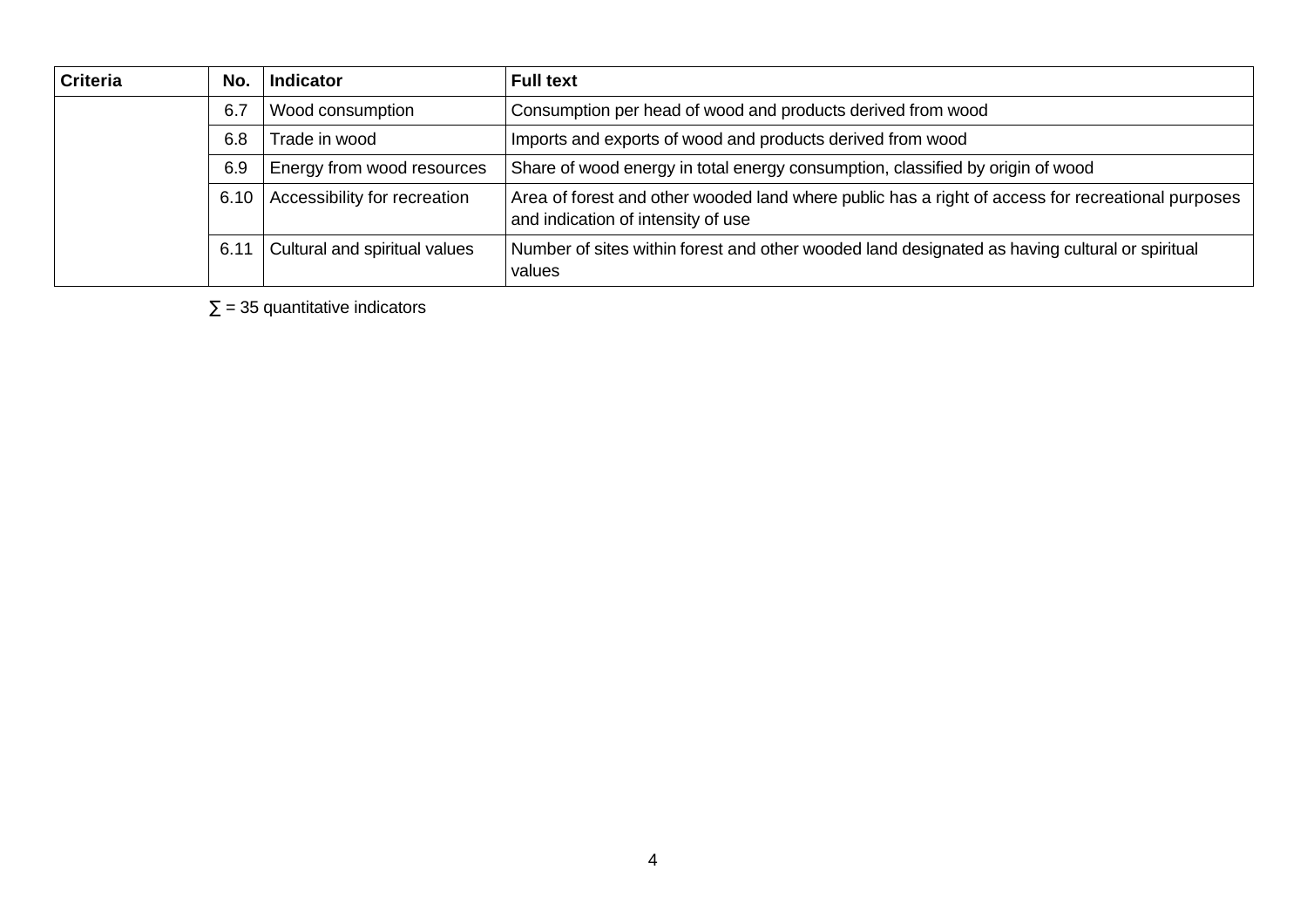| Criteria | No. | Indicator | Full text |
|---|---|---|---|
| | 6.7 | Wood consumption | Consumption per head of wood and products derived from wood |
| | 6.8 | Trade in wood | Imports and exports of wood and products derived from wood |
| | 6.9 | Energy from wood resources | Share of wood energy in total energy consumption, classified by origin of wood |
| | 6.10 | Accessibility for recreation | Area of forest and other wooded land where public has a right of access for recreational purposes and indication of intensity of use |
| | 6.11 | Cultural and spiritual values | Number of sites within forest and other wooded land designated as having cultural or spiritual values |

$\sum$ = 35 quantitative indicators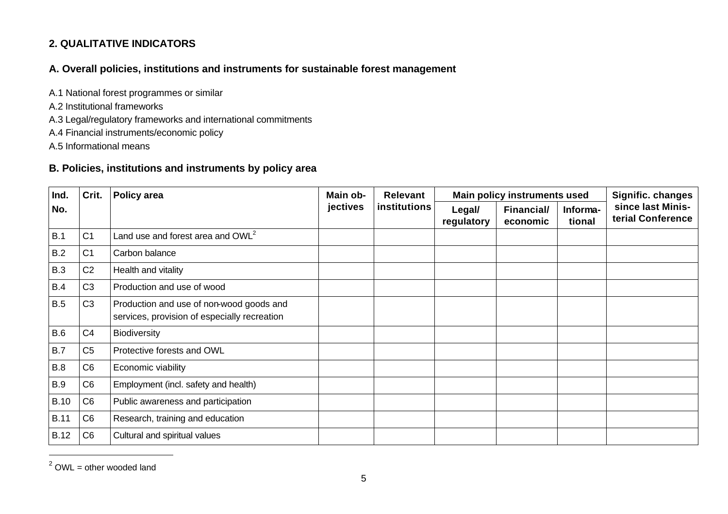## 2. QUALITATIVE INDICATORS

### A. Overall policies, institutions and instruments for sustainable forest management

A.1 National forest programmes or similar

A.2 Institutional frameworks

A.3 Legal/regulatory frameworks and international commitments

A.4 Financial instruments/economic policy

A.5 Informational means

### B. Policies, institutions and instruments by policy area

| Ind. No. | Crit. | Policy area | Main objectives | Relevant institutions | Main policy instruments used | | | Signific. changes since last Ministerial Conference |
|---|---|---|---|---|---|---|---|---|
| | | | | | Legal/ regulatory | Financial/ economic | Informational | |
| B.1 | C1 | Land use and forest area and OWL[2] | | | | | | |
| B.2 | C1 | Carbon balance | | | | | | |
| B.3 | C2 | Health and vitality | | | | | | |
| B.4 | C3 | Production and use of wood | | | | | | |
| B.5 | C3 | Production and use of non-wood goods and services, provision of especially recreation | | | | | | |
| B.6 | C4 | Biodiversity | | | | | | |
| B.7 | C5 | Protective forests and OWL | | | | | | |
| B.8 | C6 | Economic viability | | | | | | |
| B.9 | C6 | Employment (incl. safety and health) | | | | | | |
| B.10 | C6 | Public awareness and participation | | | | | | |
| B.11 | C6 | Research, training and education | | | | | | |
| B.12 | C6 | Cultural and spiritual values | | | | | | |

[2] OWL = other wooded land